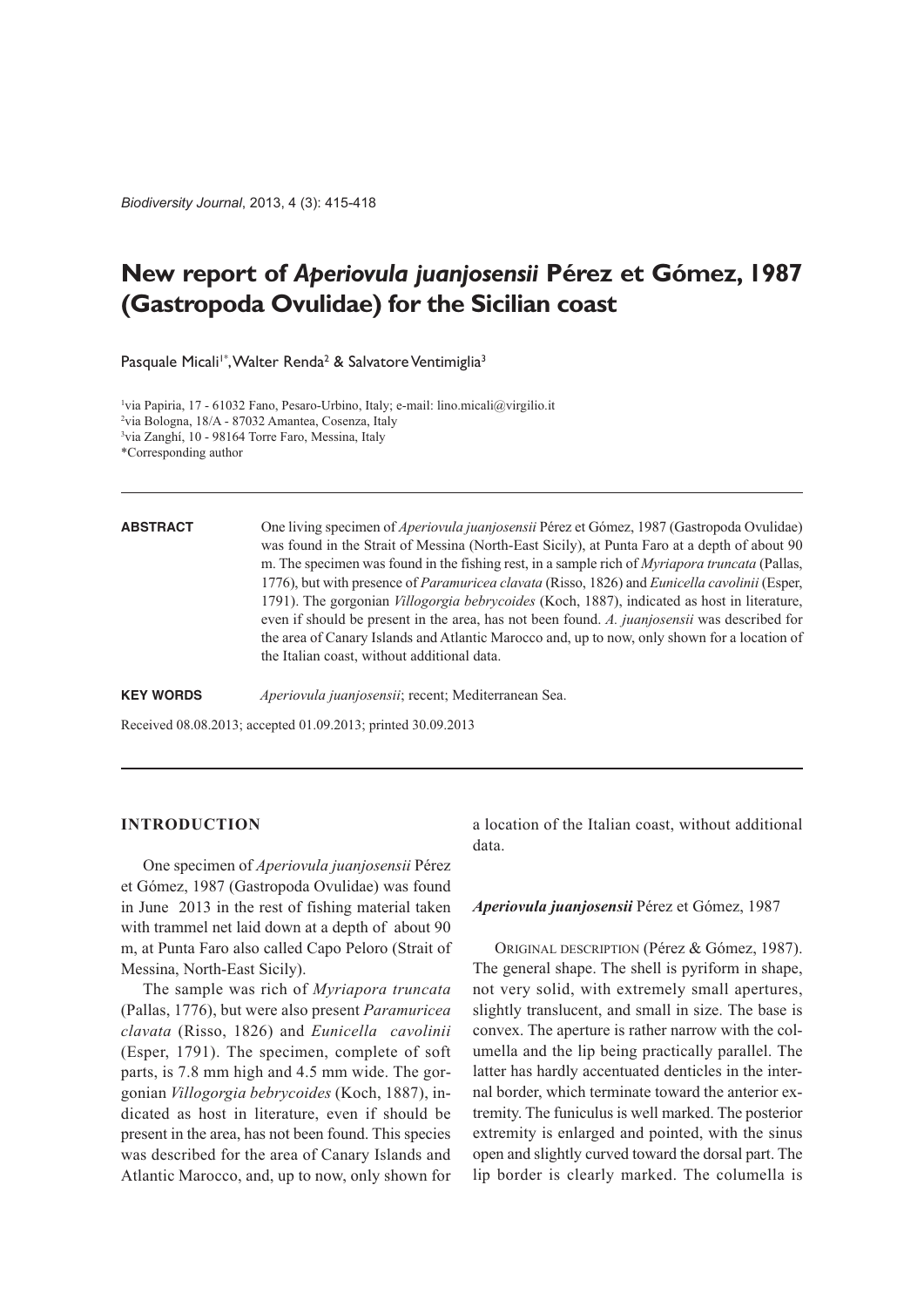# New report of *Aperiovula juanjosensii* Pérez et Gómez, 1987 (Gastropoda Ovulidae) for the Sicilian coast

Pasquale Micali[1*], Walter Renda[2] & Salvatore Ventimiglia[3]

[1]via Papiria, 17 - 61032 Fano, Pesaro-Urbino, Italy; e-mail: lino.micali@virgilio.it
[2]via Bologna, 18/A - 87032 Amantea, Cosenza, Italy
[3]via Zanghì, 10 - 98164 Torre Faro, Messina, Italy
*Corresponding author

**ABSTRACT** One living specimen of *Aperiovula juanjosensii* Pérez et Gómez, 1987 (Gastropoda Ovulidae) was found in the Strait of Messina (North-East Sicily), at Punta Faro at a depth of about 90 m. The specimen was found in the fishing rest, in a sample rich of *Myriapora truncata* (Pallas, 1776), but with presence of *Paramuricea clavata* (Risso, 1826) and *Eunicella cavolinii* (Esper, 1791). The gorgonian *Villogorgia bebrycoides* (Koch, 1887), indicated as host in literature, even if should be present in the area, has not been found. *A. juanjosensii* was described for the area of Canary Islands and Atlantic Marocco and, up to now, only shown for a location of the Italian coast, without additional data.

**KEY WORDS** *Aperiovula juanjosensii*; recent; Mediterranean Sea.

Received 08.08.2013; accepted 01.09.2013; printed 30.09.2013

## INTRODUCTION

One specimen of *Aperiovula juanjosensii* Pérez et Gómez, 1987 (Gastropoda Ovulidae) was found in June 2013 in the rest of fishing material taken with trammel net laid down at a depth of about 90 m, at Punta Faro also called Capo Peloro (Strait of Messina, North-East Sicily).

The sample was rich of *Myriapora truncata* (Pallas, 1776), but were also present *Paramuricea clavata* (Risso, 1826) and *Eunicella cavolinii* (Esper, 1791). The specimen, complete of soft parts, is 7.8 mm high and 4.5 mm wide. The gorgonian *Villogorgia bebrycoides* (Koch, 1887), indicated as host in literature, even if should be present in the area, has not been found. This species was described for the area of Canary Islands and Atlantic Marocco, and, up to now, only shown for a location of the Italian coast, without additional data.

### *Aperiovula juanjosensii* Pérez et Gómez, 1987

ORIGINAL DESCRIPTION (Pérez & Gómez, 1987). The general shape. The shell is pyriform in shape, not very solid, with extremely small apertures, slightly translucent, and small in size. The base is convex. The aperture is rather narrow with the columella and the lip being practically parallel. The latter has hardly accentuated denticles in the internal border, which terminate toward the anterior extremity. The funiculus is well marked. The posterior extremity is enlarged and pointed, with the sinus open and slightly curved toward the dorsal part. The lip border is clearly marked. The columella is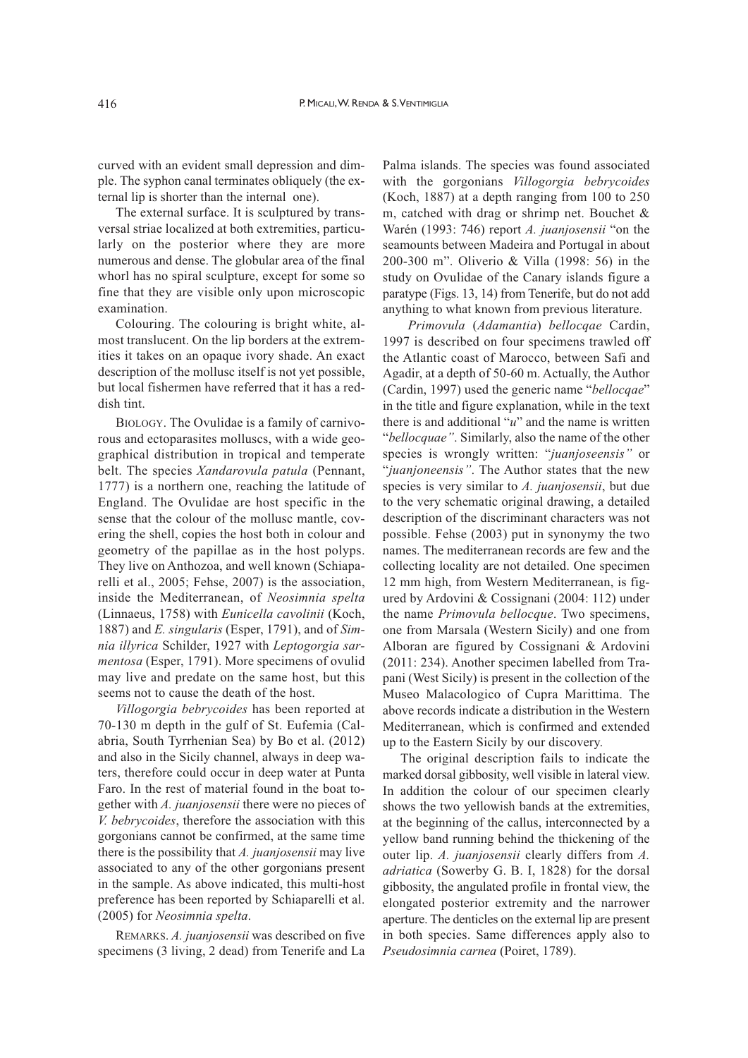curved with an evident small depression and dimple. The syphon canal terminates obliquely (the external lip is shorter than the internal one).

The external surface. It is sculptured by transversal striae localized at both extremities, particularly on the posterior where they are more numerous and dense. The globular area of the final whorl has no spiral sculpture, except for some so fine that they are visible only upon microscopic examination.

Colouring. The colouring is bright white, almost translucent. On the lip borders at the extremities it takes on an opaque ivory shade. An exact description of the mollusc itself is not yet possible, but local fishermen have referred that it has a reddish tint.

BIOLOGY. The Ovulidae is a family of carnivorous and ectoparasites molluscs, with a wide geographical distribution in tropical and temperate belt. The species *Xandarovula patula* (Pennant, 1777) is a northern one, reaching the latitude of England. The Ovulidae are host specific in the sense that the colour of the mollusc mantle, covering the shell, copies the host both in colour and geometry of the papillae as in the host polyps. They live on Anthozoa, and well known (Schiaparelli et al., 2005; Fehse, 2007) is the association, inside the Mediterranean, of *Neosimnia spelta* (Linnaeus, 1758) with *Eunicella cavolinii* (Koch, 1887) and *E. singularis* (Esper, 1791), and of *Simnia illyrica* Schilder, 1927 with *Leptogorgia sarmentosa* (Esper, 1791). More specimens of ovulid may live and predate on the same host, but this seems not to cause the death of the host.

*Villogorgia bebrycoides* has been reported at 70-130 m depth in the gulf of St. Eufemia (Calabria, South Tyrrhenian Sea) by Bo et al. (2012) and also in the Sicily channel, always in deep waters, therefore could occur in deep water at Punta Faro. In the rest of material found in the boat together with *A. juanjosensii* there were no pieces of *V. bebrycoides*, therefore the association with this gorgonians cannot be confirmed, at the same time there is the possibility that *A. juanjosensii* may live associated to any of the other gorgonians present in the sample. As above indicated, this multi-host preference has been reported by Schiaparelli et al. (2005) for *Neosimnia spelta*.

REMARKS. *A. juanjosensii* was described on five specimens (3 living, 2 dead) from Tenerife and La Palma islands. The species was found associated with the gorgonians *Villogorgia bebrycoides* (Koch, 1887) at a depth ranging from 100 to 250 m, catched with drag or shrimp net. Bouchet & Warén (1993: 746) report *A. juanjosensii* "on the seamounts between Madeira and Portugal in about 200-300 m". Oliverio & Villa (1998: 56) in the study on Ovulidae of the Canary islands figure a paratype (Figs. 13, 14) from Tenerife, but do not add anything to what known from previous literature.

*Primovula* (*Adamantia*) *bellocqae* Cardin, 1997 is described on four specimens trawled off the Atlantic coast of Marocco, between Safi and Agadir, at a depth of 50-60 m. Actually, the Author (Cardin, 1997) used the generic name "*bellocqae*" in the title and figure explanation, while in the text there is and additional "*u*" and the name is written "*bellocquae"*. Similarly, also the name of the other species is wrongly written: "*juanjoseensis"* or "*juanjoneensis"*. The Author states that the new species is very similar to *A. juanjosensii*, but due to the very schematic original drawing, a detailed description of the discriminant characters was not possible. Fehse (2003) put in synonymy the two names. The mediterranean records are few and the collecting locality are not detailed. One specimen 12 mm high, from Western Mediterranean, is figured by Ardovini & Cossignani (2004: 112) under the name *Primovula bellocque*. Two specimens, one from Marsala (Western Sicily) and one from Alboran are figured by Cossignani & Ardovini (2011: 234). Another specimen labelled from Trapani (West Sicily) is present in the collection of the Museo Malacologico of Cupra Marittima. The above records indicate a distribution in the Western Mediterranean, which is confirmed and extended up to the Eastern Sicily by our discovery.

The original description fails to indicate the marked dorsal gibbosity, well visible in lateral view. In addition the colour of our specimen clearly shows the two yellowish bands at the extremities, at the beginning of the callus, interconnected by a yellow band running behind the thickening of the outer lip. *A. juanjosensii* clearly differs from *A. adriatica* (Sowerby G. B. I, 1828) for the dorsal gibbosity, the angulated profile in frontal view, the elongated posterior extremity and the narrower aperture. The denticles on the external lip are present in both species. Same differences apply also to *Pseudosimnia carnea* (Poiret, 1789).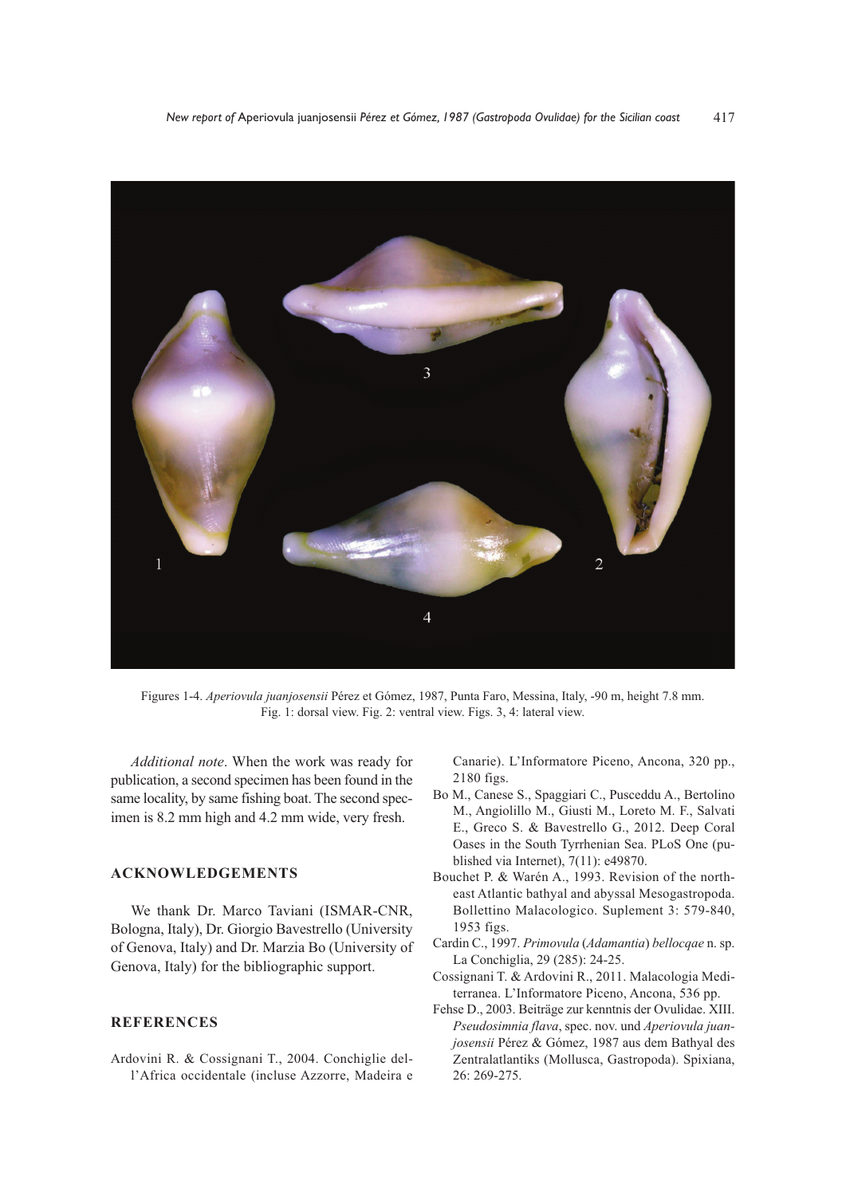Figures 1-4. *Aperiovula juanjosensii* Pérez et Gómez, 1987, Punta Faro, Messina, Italy, -90 m, height 7.8 mm. Fig. 1: dorsal view. Fig. 2: ventral view. Figs. 3, 4: lateral view.

*Additional note*. When the work was ready for publication, a second specimen has been found in the same locality, by same fishing boat. The second specimen is 8.2 mm high and 4.2 mm wide, very fresh.

## ACKNOWLEDGEMENTS

We thank Dr. Marco Taviani (ISMAR-CNR, Bologna, Italy), Dr. Giorgio Bavestrello (University of Genova, Italy) and Dr. Marzia Bo (University of Genova, Italy) for the bibliographic support.

## REFERENCES

Ardovini R. & Cossignani T., 2004. Conchiglie dell'Africa occidentale (incluse Azzorre, Madeira e Canarie). L'Informatore Piceno, Ancona, 320 pp., 2180 figs.

Bo M., Canese S., Spaggiari C., Pusceddu A., Bertolino M., Angiolillo M., Giusti M., Loreto M. F., Salvati E., Greco S. & Bavestrello G., 2012. Deep Coral Oases in the South Tyrrhenian Sea. PLoS One (published via Internet), 7(11): e49870.

Bouchet P. & Warén A., 1993. Revision of the northeast Atlantic bathyal and abyssal Mesogastropoda. Bollettino Malacologico. Suplement 3: 579-840, 1953 figs.

Cardin C., 1997. *Primovula* (*Adamantia*) *bellocqae* n. sp. La Conchiglia, 29 (285): 24-25.

Cossignani T. & Ardovini R., 2011. Malacologia Mediterranea. L'Informatore Piceno, Ancona, 536 pp.

Fehse D., 2003. Beiträge zur kenntnis der Ovulidae. XIII. *Pseudosimnia flava*, spec. nov. und *Aperiovula juanjosensii* Pérez & Gómez, 1987 aus dem Bathyal des Zentralatlantiks (Mollusca, Gastropoda). Spixiana, 26: 269-275.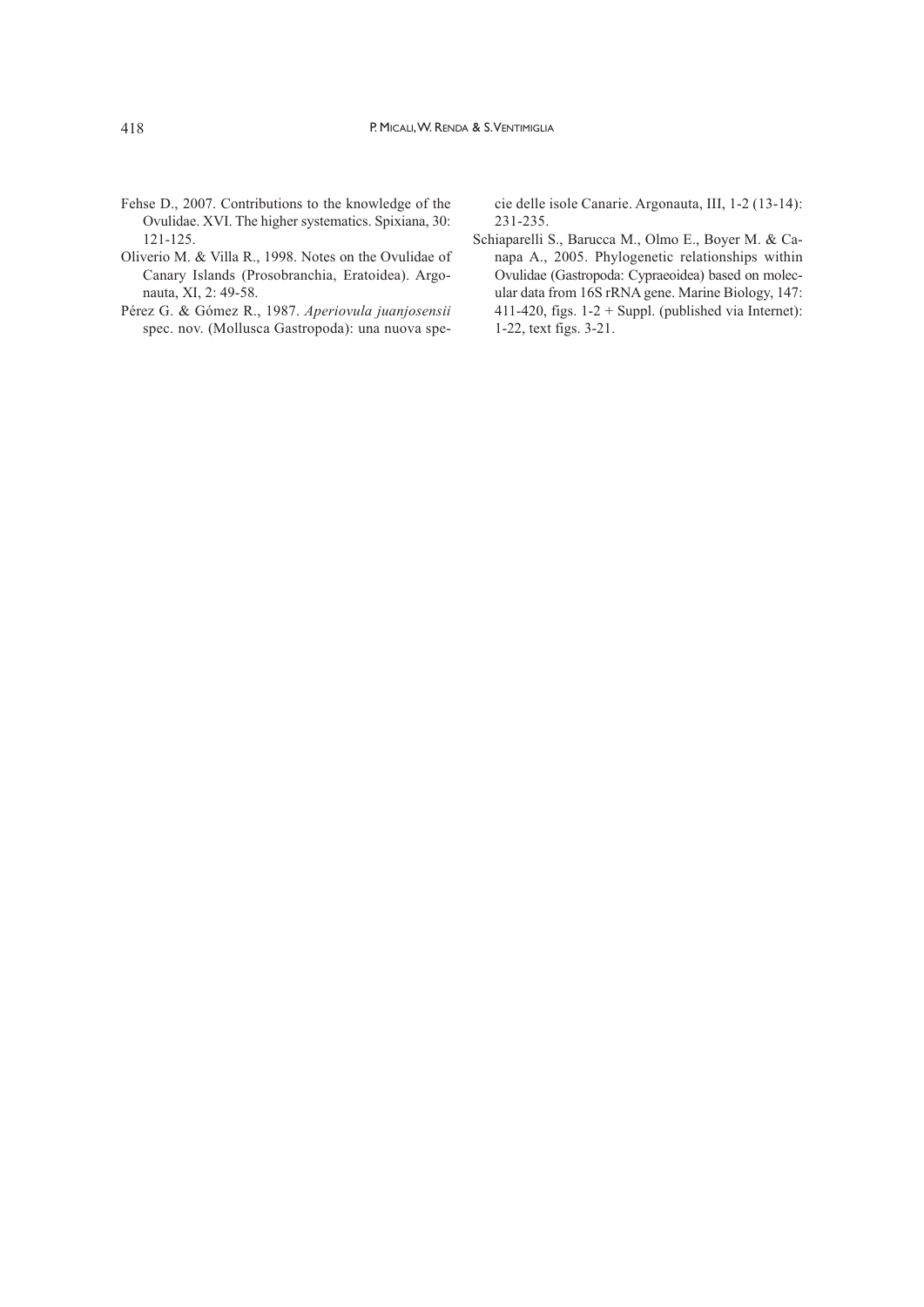Fehse D., 2007. Contributions to the knowledge of the Ovulidae. XVI. The higher systematics. Spixiana, 30: 121-125.

Oliverio M. & Villa R., 1998. Notes on the Ovulidae of Canary Islands (Prosobranchia, Eratoidea). Argonauta, XI, 2: 49-58.

Pérez G. & Gómez R., 1987. *Aperiovula juanjosensii* spec. nov. (Mollusca Gastropoda): una nuova specie delle isole Canarie. Argonauta, III, 1-2 (13-14): 231-235.

Schiaparelli S., Barucca M., Olmo E., Boyer M. & Canapa A., 2005. Phylogenetic relationships within Ovulidae (Gastropoda: Cypraeoidea) based on molecular data from 16S rRNA gene. Marine Biology, 147: 411-420, figs. 1-2 + Suppl. (published via Internet): 1-22, text figs. 3-21.